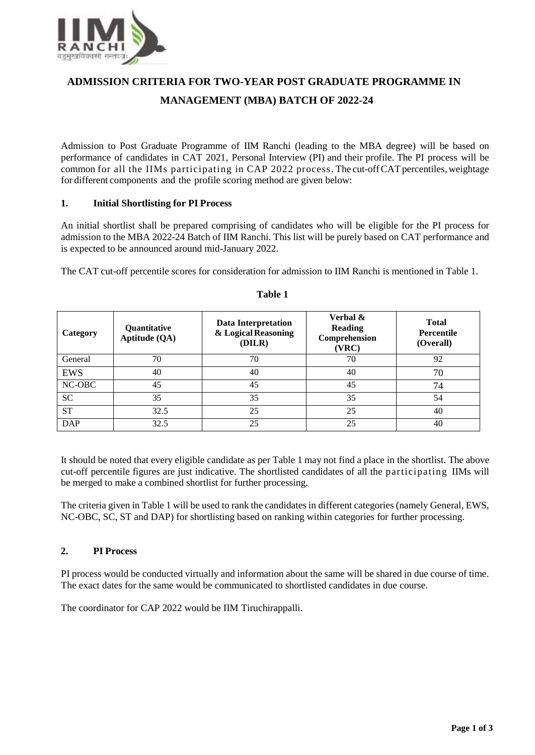# ADMISSION CRITERIA FOR TWO-YEAR POST GRADUATE PROGRAMME IN MANAGEMENT (MBA) BATCH OF 2022-24

Admission to Post Graduate Programme of IIM Ranchi (leading to the MBA degree) will be based on performance of candidates in CAT 2021, Personal Interview (PI) and their profile. The PI process will be common for all the IIMs participating in CAP 2022 process. The cut-off CAT percentiles, weightage for different components and the profile scoring method are given below:

## 1. Initial Shortlisting for PI Process

An initial shortlist shall be prepared comprising of candidates who will be eligible for the PI process for admission to the MBA 2022-24 Batch of IIM Ranchi. This list will be purely based on CAT performance and is expected to be announced around mid-January 2022.

The CAT cut-off percentile scores for consideration for admission to IIM Ranchi is mentioned in Table 1.

**Table 1**

| Category | Quantitative Aptitude (QA) | Data Interpretation & Logical Reasoning (DILR) | Verbal & Reading Comprehension (VRC) | Total Percentile (Overall) |
|---|---|---|---|---|
| General | 70 | 70 | 70 | 92 |
| EWS | 40 | 40 | 40 | 70 |
| NC-OBC | 45 | 45 | 45 | 74 |
| SC | 35 | 35 | 35 | 54 |
| ST | 32.5 | 25 | 25 | 40 |
| DAP | 32.5 | 25 | 25 | 40 |

It should be noted that every eligible candidate as per Table 1 may not find a place in the shortlist. The above cut-off percentile figures are just indicative. The shortlisted candidates of all the participating IIMs will be merged to make a combined shortlist for further processing.

The criteria given in Table 1 will be used to rank the candidates in different categories (namely General, EWS, NC-OBC, SC, ST and DAP) for shortlisting based on ranking within categories for further processing.

## 2. PI Process

PI process would be conducted virtually and information about the same will be shared in due course of time. The exact dates for the same would be communicated to shortlisted candidates in due course.

The coordinator for CAP 2022 would be IIM Tiruchirappalli.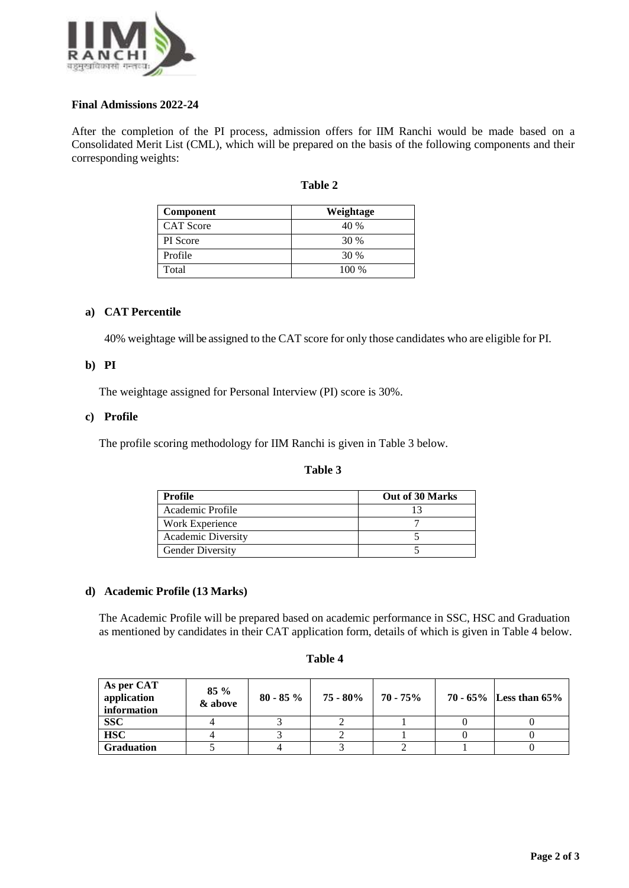**Final Admissions 2022-24**

After the completion of the PI process, admission offers for IIM Ranchi would be made based on a Consolidated Merit List (CML), which will be prepared on the basis of the following components and their corresponding weights:

**Table 2**

| Component | Weightage |
| --- | --- |
| CAT Score | 40 % |
| PI Score | 30 % |
| Profile | 30 % |
| Total | 100 % |

**a) CAT Percentile**

40% weightage will be assigned to the CAT score for only those candidates who are eligible for PI.

**b) PI**

The weightage assigned for Personal Interview (PI) score is 30%.

**c) Profile**

The profile scoring methodology for IIM Ranchi is given in Table 3 below.

**Table 3**

| Profile | Out of 30 Marks |
| --- | --- |
| Academic Profile | 13 |
| Work Experience | 7 |
| Academic Diversity | 5 |
| Gender Diversity | 5 |

**d) Academic Profile (13 Marks)**

The Academic Profile will be prepared based on academic performance in SSC, HSC and Graduation as mentioned by candidates in their CAT application form, details of which is given in Table 4 below.

**Table 4**

| As per CAT application information | 85 % & above | 80 - 85 % | 75 - 80% | 70 - 75% | 70 - 65% | Less than 65% |
| --- | --- | --- | --- | --- | --- | --- |
| **SSC** | 4 | 3 | 2 | 1 | 0 | 0 |
| **HSC** | 4 | 3 | 2 | 1 | 0 | 0 |
| **Graduation** | 5 | 4 | 3 | 2 | 1 | 0 |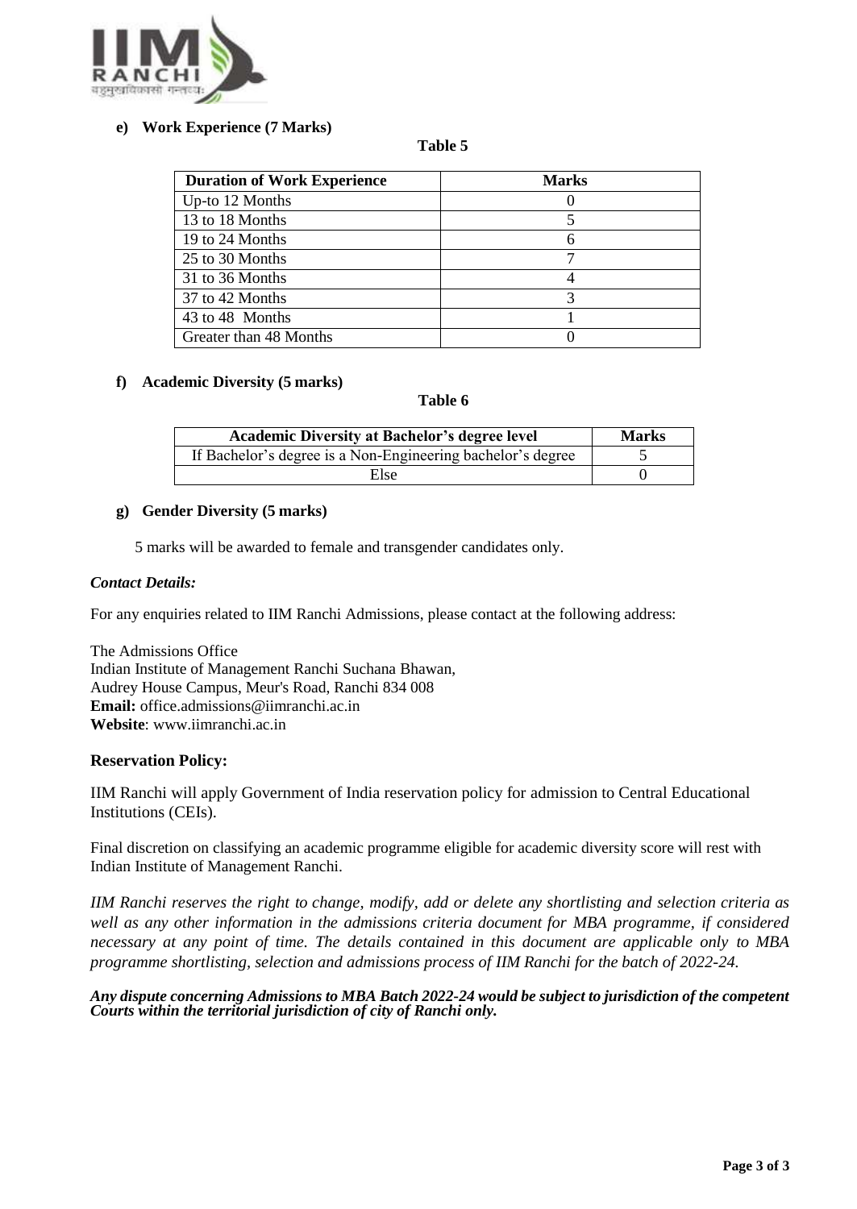**e) Work Experience (7 Marks)**

**Table 5**

| Duration of Work Experience | Marks |
|---|---|
| Up-to 12 Months | 0 |
| 13 to 18 Months | 5 |
| 19 to 24 Months | 6 |
| 25 to 30 Months | 7 |
| 31 to 36 Months | 4 |
| 37 to 42 Months | 3 |
| 43 to 48 Months | 1 |
| Greater than 48 Months | 0 |

**f) Academic Diversity (5 marks)**

**Table 6**

| Academic Diversity at Bachelor's degree level | Marks |
|---|---|
| If Bachelor's degree is a Non-Engineering bachelor's degree | 5 |
| Else | 0 |

**g) Gender Diversity (5 marks)**

5 marks will be awarded to female and transgender candidates only.

***Contact Details:***

For any enquiries related to IIM Ranchi Admissions, please contact at the following address:

The Admissions Office
Indian Institute of Management Ranchi Suchana Bhawan,
Audrey House Campus, Meur's Road, Ranchi 834 008
**Email:** office.admissions@iimranchi.ac.in
**Website**: www.iimranchi.ac.in

**Reservation Policy:**

IIM Ranchi will apply Government of India reservation policy for admission to Central Educational Institutions (CEIs).

Final discretion on classifying an academic programme eligible for academic diversity score will rest with Indian Institute of Management Ranchi.

*IIM Ranchi reserves the right to change, modify, add or delete any shortlisting and selection criteria as well as any other information in the admissions criteria document for MBA programme, if considered necessary at any point of time. The details contained in this document are applicable only to MBA programme shortlisting, selection and admissions process of IIM Ranchi for the batch of 2022-24.*

***Any dispute concerning Admissions to MBA Batch 2022-24 would be subject to jurisdiction of the competent Courts within the territorial jurisdiction of city of Ranchi only.***